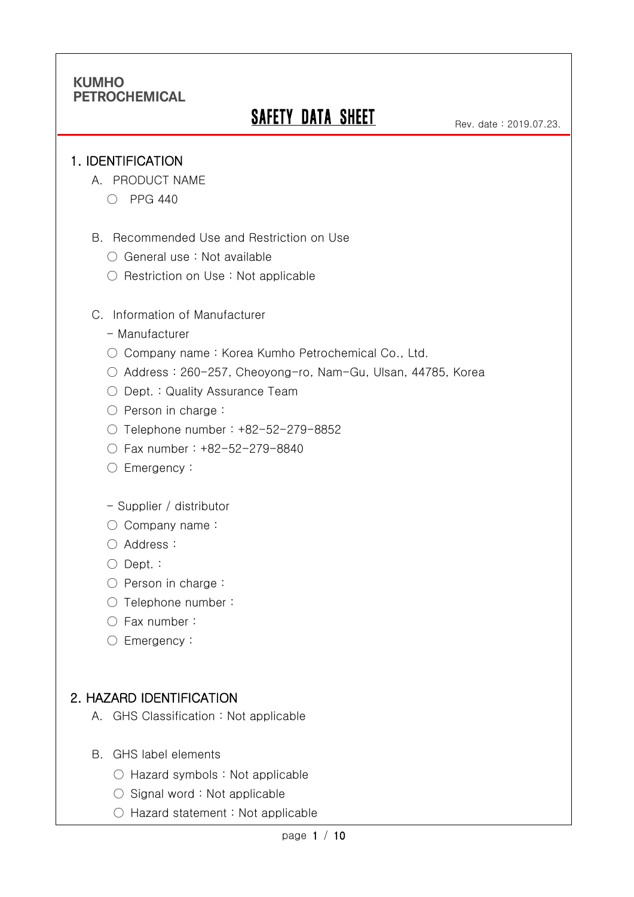KUMHO
PETROCHEMICAL

# SAFETY DATA SHEET

Rev. date : 2019.07.23.

## 1. IDENTIFICATION

A. PRODUCT NAME

○ PPG 440

B. Recommended Use and Restriction on Use

○ General use : Not available

○ Restriction on Use : Not applicable

C. Information of Manufacturer

- Manufacturer

○ Company name : Korea Kumho Petrochemical Co., Ltd.

○ Address : 260-257, Cheoyong-ro, Nam-Gu, Ulsan, 44785, Korea

○ Dept. : Quality Assurance Team

○ Person in charge :

○ Telephone number : +82-52-279-8852

○ Fax number : +82-52-279-8840

○ Emergency :

- Supplier / distributor

○ Company name :

○ Address :

○ Dept. :

○ Person in charge :

○ Telephone number :

○ Fax number :

○ Emergency :

## 2. HAZARD IDENTIFICATION

A. GHS Classification : Not applicable

B. GHS label elements

○ Hazard symbols : Not applicable

○ Signal word : Not applicable

○ Hazard statement : Not applicable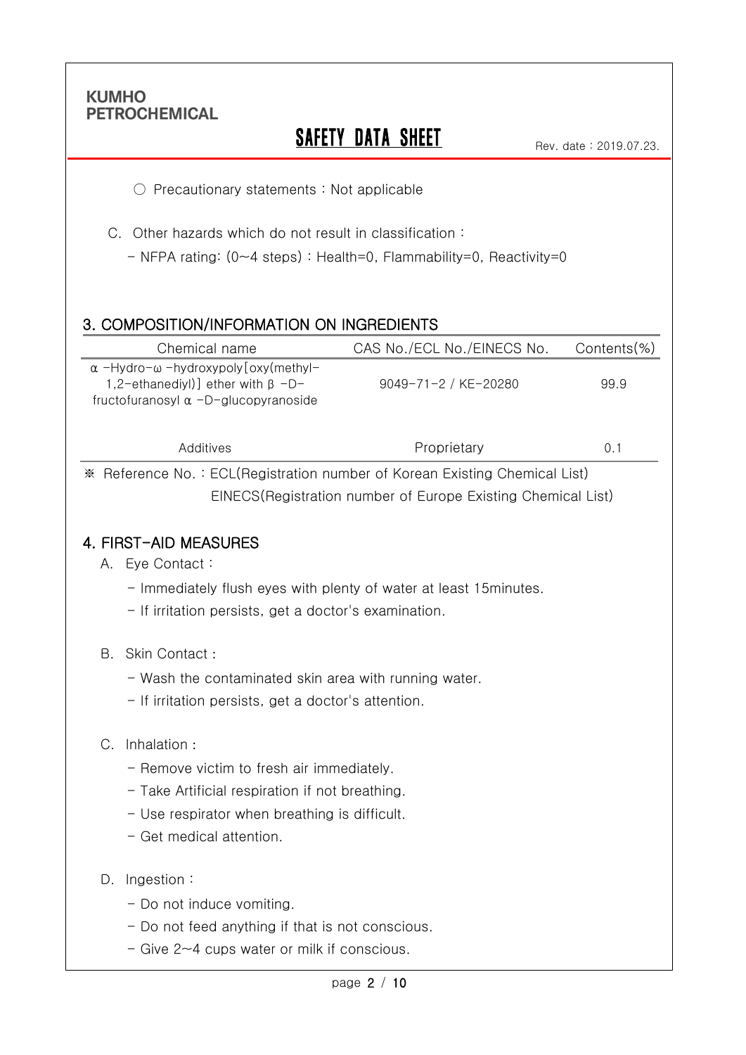○ Precautionary statements : Not applicable

C. Other hazards which do not result in classification :

- NFPA rating: (0~4 steps) : Health=0, Flammability=0, Reactivity=0

## 3. COMPOSITION/INFORMATION ON INGREDIENTS

| Chemical name | CAS No./ECL No./EINECS No. | Contents(%) |
|---|---|---|
| α -Hydro-ω -hydroxypoly[oxy(methyl-1,2-ethanediyl)] ether with β -D-fructofuranosyl α -D-glucopyranoside | 9049-71-2 / KE-20280 | 99.9 |
| Additives | Proprietary | 0.1 |

※ Reference No. : ECL(Registration number of Korean Existing Chemical List)
EINECS(Registration number of Europe Existing Chemical List)

## 4. FIRST-AID MEASURES

A. Eye Contact :

- Immediately flush eyes with plenty of water at least 15minutes.
- If irritation persists, get a doctor's examination.

B. Skin Contact :

- Wash the contaminated skin area with running water.
- If irritation persists, get a doctor's attention.

C. Inhalation :

- Remove victim to fresh air immediately.
- Take Artificial respiration if not breathing.
- Use respirator when breathing is difficult.
- Get medical attention.

D. Ingestion :

- Do not induce vomiting.
- Do not feed anything if that is not conscious.
- Give 2~4 cups water or milk if conscious.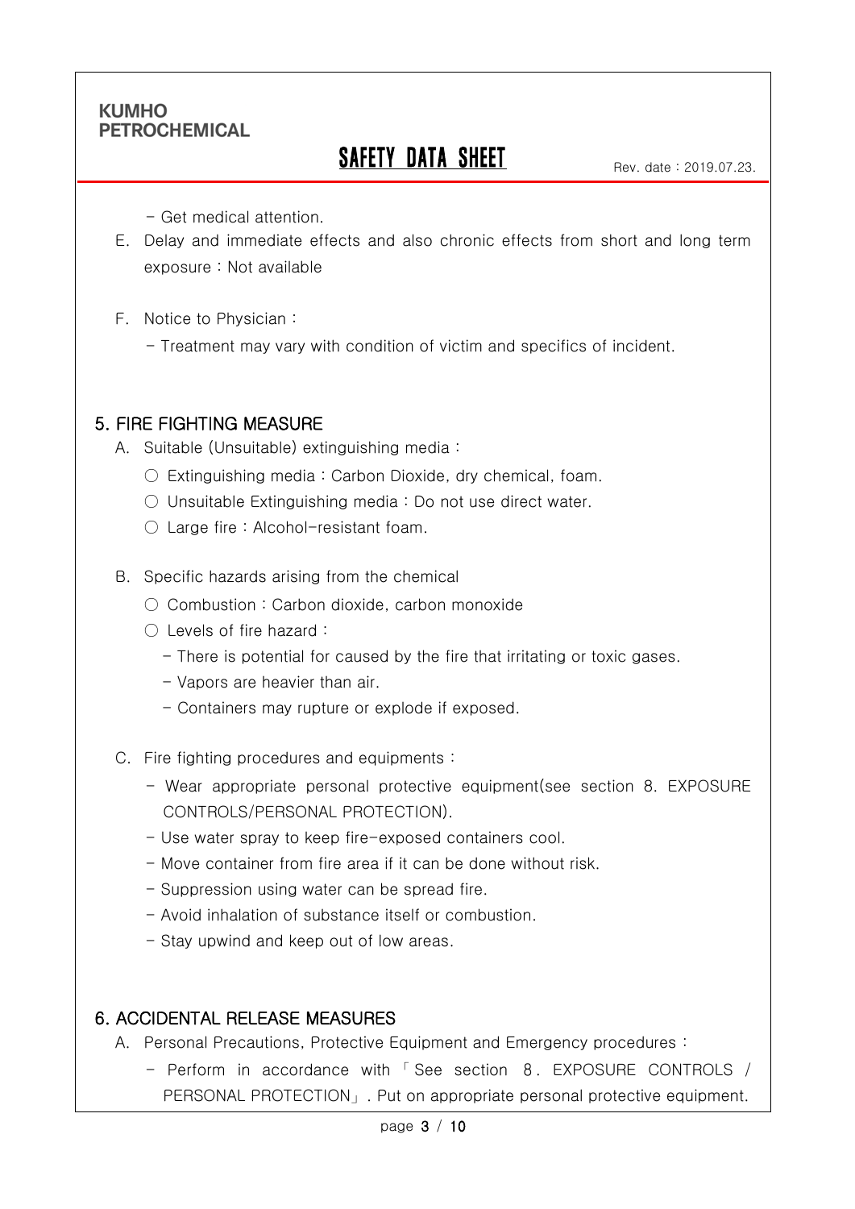- Get medical attention.

E. Delay and immediate effects and also chronic effects from short and long term exposure : Not available

F. Notice to Physician :

- Treatment may vary with condition of victim and specifics of incident.

## 5. FIRE FIGHTING MEASURE

A. Suitable (Unsuitable) extinguishing media :

○ Extinguishing media : Carbon Dioxide, dry chemical, foam.

○ Unsuitable Extinguishing media : Do not use direct water.

○ Large fire : Alcohol-resistant foam.

B. Specific hazards arising from the chemical

○ Combustion : Carbon dioxide, carbon monoxide

○ Levels of fire hazard :

- There is potential for caused by the fire that irritating or toxic gases.
- Vapors are heavier than air.
- Containers may rupture or explode if exposed.

C. Fire fighting procedures and equipments :

- Wear appropriate personal protective equipment(see section 8. EXPOSURE CONTROLS/PERSONAL PROTECTION).
- Use water spray to keep fire-exposed containers cool.
- Move container from fire area if it can be done without risk.
- Suppression using water can be spread fire.
- Avoid inhalation of substance itself or combustion.
- Stay upwind and keep out of low areas.

## 6. ACCIDENTAL RELEASE MEASURES

A. Personal Precautions, Protective Equipment and Emergency procedures :

- Perform in accordance with 「See section 8. EXPOSURE CONTROLS / PERSONAL PROTECTION」. Put on appropriate personal protective equipment.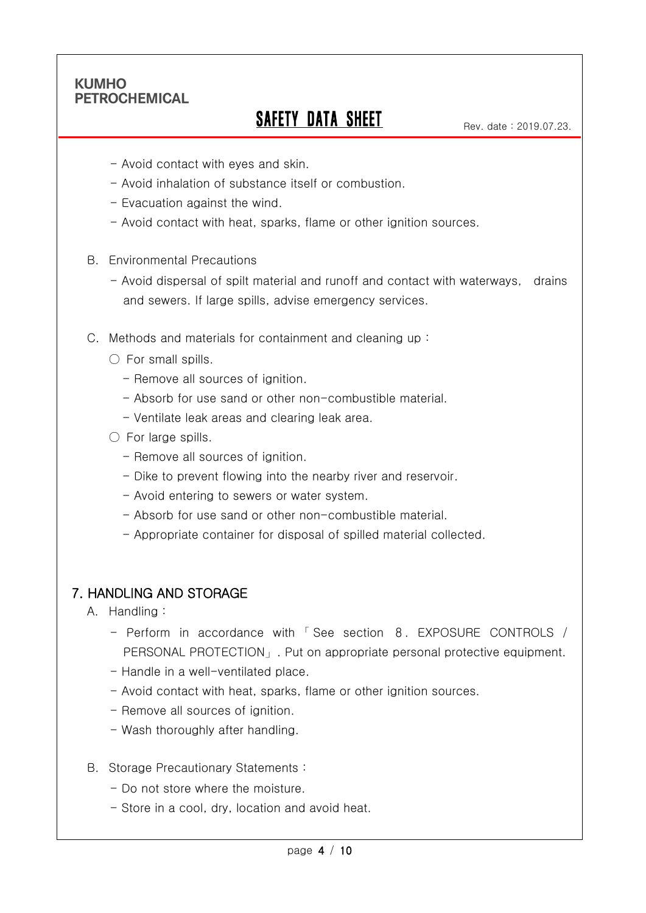- Avoid contact with eyes and skin.
- Avoid inhalation of substance itself or combustion.
- Evacuation against the wind.
- Avoid contact with heat, sparks, flame or other ignition sources.

B. Environmental Precautions

- Avoid dispersal of spilt material and runoff and contact with waterways, drains and sewers. If large spills, advise emergency services.

C. Methods and materials for containment and cleaning up :

○ For small spills.

- Remove all sources of ignition.
- Absorb for use sand or other non-combustible material.
- Ventilate leak areas and clearing leak area.

○ For large spills.

- Remove all sources of ignition.
- Dike to prevent flowing into the nearby river and reservoir.
- Avoid entering to sewers or water system.
- Absorb for use sand or other non-combustible material.
- Appropriate container for disposal of spilled material collected.

## 7. HANDLING AND STORAGE

A. Handling :

- Perform in accordance with 「See section 8. EXPOSURE CONTROLS / PERSONAL PROTECTION」. Put on appropriate personal protective equipment.
- Handle in a well-ventilated place.
- Avoid contact with heat, sparks, flame or other ignition sources.
- Remove all sources of ignition.
- Wash thoroughly after handling.

B. Storage Precautionary Statements :

- Do not store where the moisture.
- Store in a cool, dry, location and avoid heat.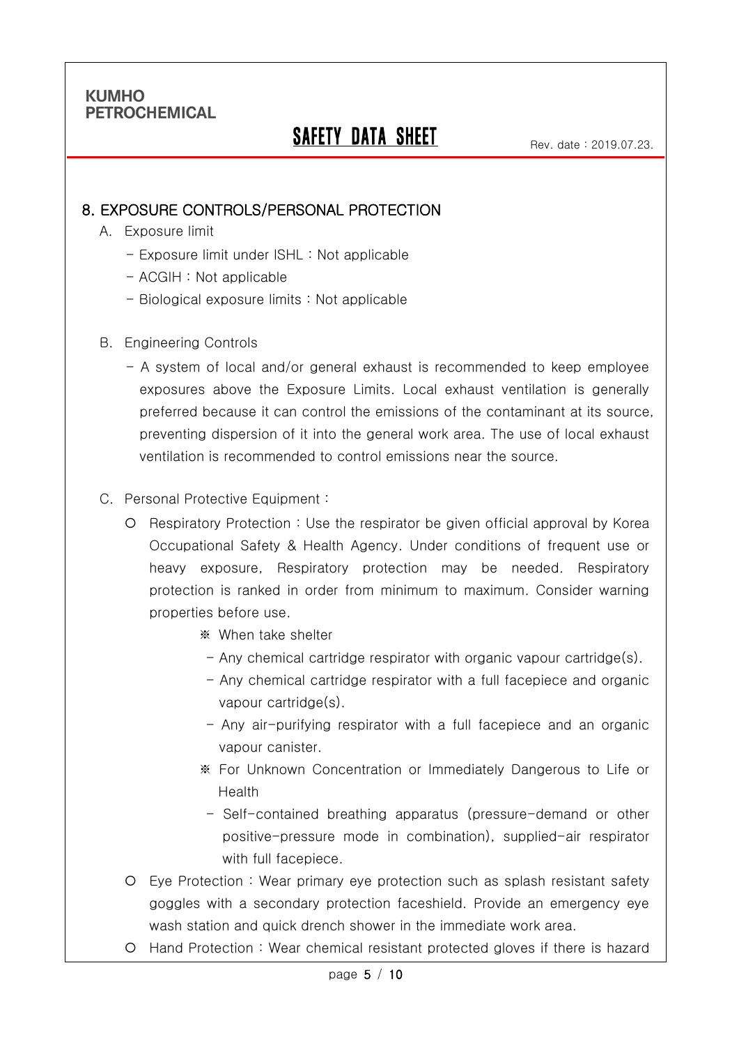## 8. EXPOSURE CONTROLS/PERSONAL PROTECTION

A. Exposure limit

- Exposure limit under ISHL : Not applicable
- ACGIH : Not applicable
- Biological exposure limits : Not applicable

B. Engineering Controls

- A system of local and/or general exhaust is recommended to keep employee exposures above the Exposure Limits. Local exhaust ventilation is generally preferred because it can control the emissions of the contaminant at its source, preventing dispersion of it into the general work area. The use of local exhaust ventilation is recommended to control emissions near the source.

C. Personal Protective Equipment :

- ○ Respiratory Protection : Use the respirator be given official approval by Korea Occupational Safety & Health Agency. Under conditions of frequent use or heavy exposure, Respiratory protection may be needed. Respiratory protection is ranked in order from minimum to maximum. Consider warning properties before use.

  ※ When take shelter

  - Any chemical cartridge respirator with organic vapour cartridge(s).
  - Any chemical cartridge respirator with a full facepiece and organic vapour cartridge(s).
  - Any air-purifying respirator with a full facepiece and an organic vapour canister.

  ※ For Unknown Concentration or Immediately Dangerous to Life or Health

  - Self-contained breathing apparatus (pressure-demand or other positive-pressure mode in combination), supplied-air respirator with full facepiece.

- ○ Eye Protection : Wear primary eye protection such as splash resistant safety goggles with a secondary protection faceshield. Provide an emergency eye wash station and quick drench shower in the immediate work area.
- ○ Hand Protection : Wear chemical resistant protected gloves if there is hazard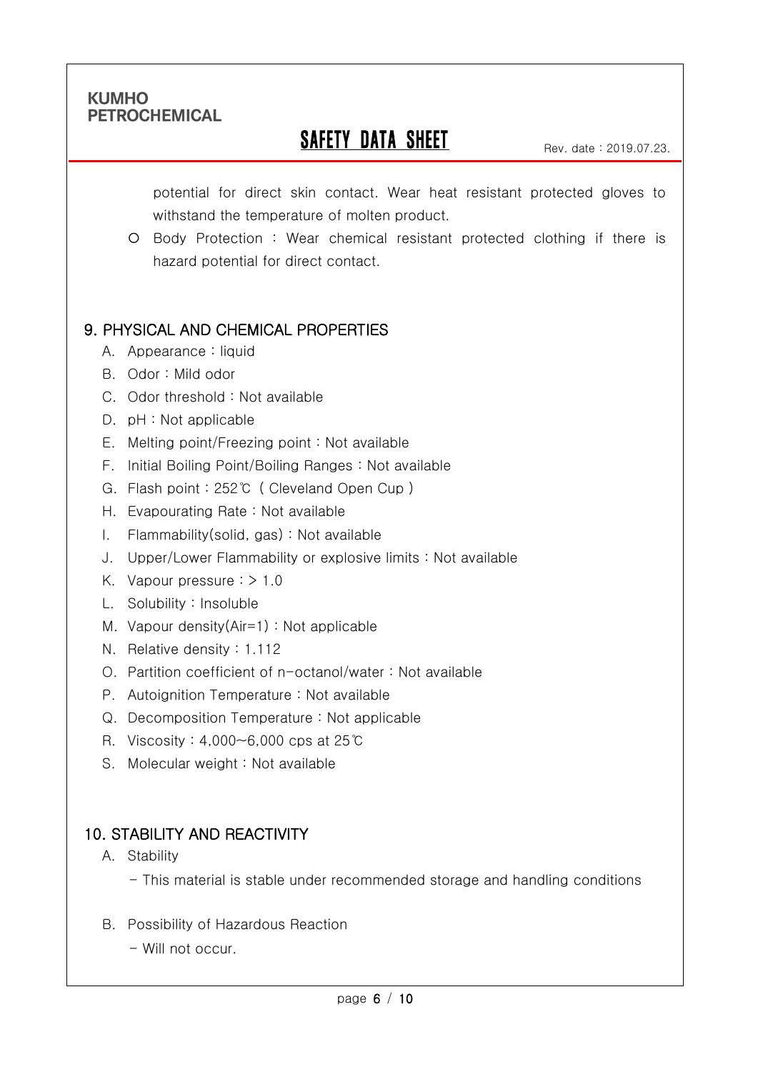potential for direct skin contact. Wear heat resistant protected gloves to withstand the temperature of molten product.

- Body Protection : Wear chemical resistant protected clothing if there is hazard potential for direct contact.

## 9. PHYSICAL AND CHEMICAL PROPERTIES

A. Appearance : liquid
B. Odor : Mild odor
C. Odor threshold : Not available
D. pH : Not applicable
E. Melting point/Freezing point : Not available
F. Initial Boiling Point/Boiling Ranges : Not available
G. Flash point : 252℃ ( Cleveland Open Cup )
H. Evapourating Rate : Not available
I. Flammability(solid, gas) : Not available
J. Upper/Lower Flammability or explosive limits : Not available
K. Vapour pressure : > 1.0
L. Solubility : Insoluble
M. Vapour density(Air=1) : Not applicable
N. Relative density : 1.112
O. Partition coefficient of n-octanol/water : Not available
P. Autoignition Temperature : Not available
Q. Decomposition Temperature : Not applicable
R. Viscosity : 4,000~6,000 cps at 25℃
S. Molecular weight : Not available

## 10. STABILITY AND REACTIVITY

A. Stability

- This material is stable under recommended storage and handling conditions

B. Possibility of Hazardous Reaction

- Will not occur.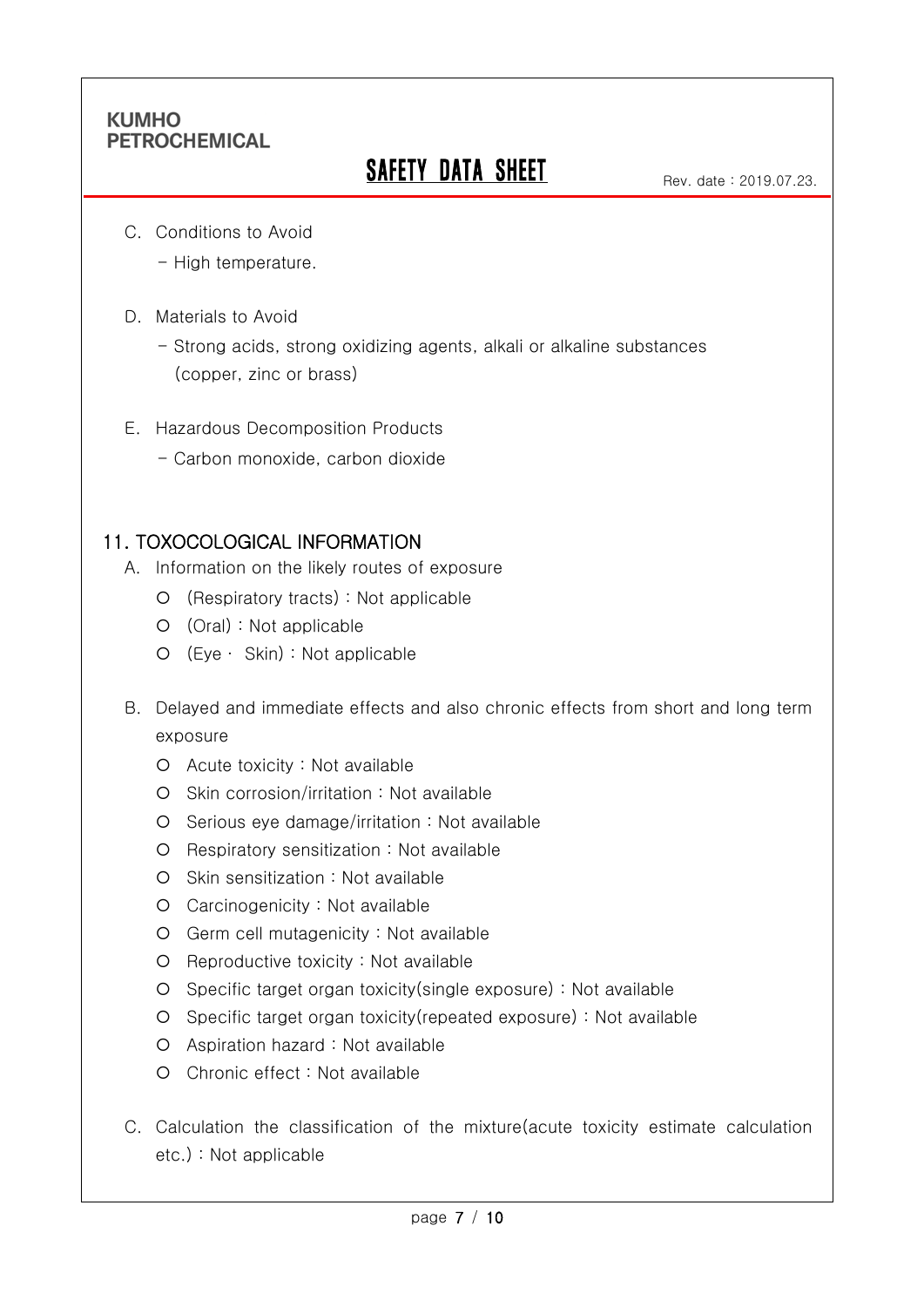C. Conditions to Avoid

- High temperature.

D. Materials to Avoid

- Strong acids, strong oxidizing agents, alkali or alkaline substances (copper, zinc or brass)

E. Hazardous Decomposition Products

- Carbon monoxide, carbon dioxide

## 11. TOXOCOLOGICAL INFORMATION

A. Information on the likely routes of exposure

- (Respiratory tracts) : Not applicable
- (Oral) : Not applicable
- (Eye · Skin) : Not applicable

B. Delayed and immediate effects and also chronic effects from short and long term exposure

- Acute toxicity : Not available
- Skin corrosion/irritation : Not available
- Serious eye damage/irritation : Not available
- Respiratory sensitization : Not available
- Skin sensitization : Not available
- Carcinogenicity : Not available
- Germ cell mutagenicity : Not available
- Reproductive toxicity : Not available
- Specific target organ toxicity(single exposure) : Not available
- Specific target organ toxicity(repeated exposure) : Not available
- Aspiration hazard : Not available
- Chronic effect : Not available

C. Calculation the classification of the mixture(acute toxicity estimate calculation etc.) : Not applicable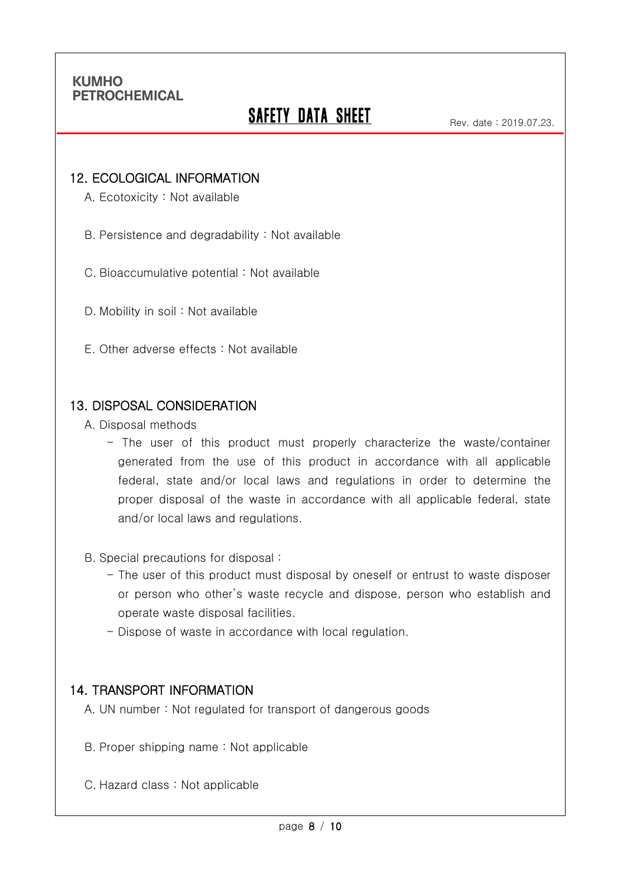## 12. ECOLOGICAL INFORMATION

A. Ecotoxicity : Not available

B. Persistence and degradability : Not available

C. Bioaccumulative potential : Not available

D. Mobility in soil : Not available

E. Other adverse effects : Not available

## 13. DISPOSAL CONSIDERATION

A. Disposal methods

- The user of this product must properly characterize the waste/container generated from the use of this product in accordance with all applicable federal, state and/or local laws and regulations in order to determine the proper disposal of the waste in accordance with all applicable federal, state and/or local laws and regulations.

B. Special precautions for disposal :

- The user of this product must disposal by oneself or entrust to waste disposer or person who other's waste recycle and dispose, person who establish and operate waste disposal facilities.
- Dispose of waste in accordance with local regulation.

## 14. TRANSPORT INFORMATION

A. UN number : Not regulated for transport of dangerous goods

B. Proper shipping name : Not applicable

C. Hazard class : Not applicable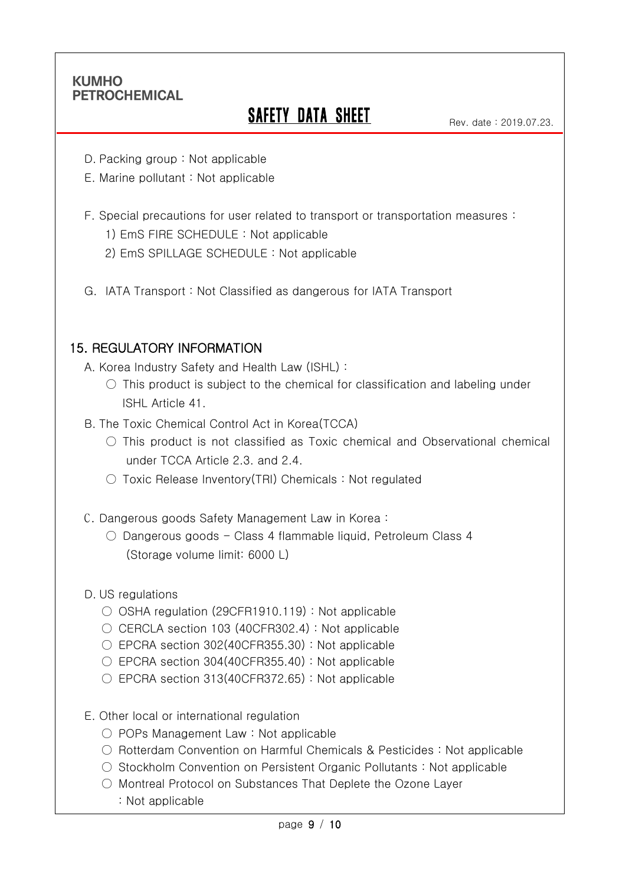D. Packing group : Not applicable

E. Marine pollutant : Not applicable

F. Special precautions for user related to transport or transportation measures :

1) EmS FIRE SCHEDULE : Not applicable

2) EmS SPILLAGE SCHEDULE : Not applicable

G. IATA Transport : Not Classified as dangerous for IATA Transport

## 15. REGULATORY INFORMATION

A. Korea Industry Safety and Health Law (ISHL) :

○ This product is subject to the chemical for classification and labeling under ISHL Article 41.

B. The Toxic Chemical Control Act in Korea(TCCA)

○ This product is not classified as Toxic chemical and Observational chemical under TCCA Article 2.3. and 2.4.

○ Toxic Release Inventory(TRI) Chemicals : Not regulated

C. Dangerous goods Safety Management Law in Korea :

○ Dangerous goods - Class 4 flammable liquid, Petroleum Class 4 (Storage volume limit: 6000 L)

D. US regulations

○ OSHA regulation (29CFR1910.119) : Not applicable

○ CERCLA section 103 (40CFR302.4) : Not applicable

○ EPCRA section 302(40CFR355.30) : Not applicable

○ EPCRA section 304(40CFR355.40) : Not applicable

○ EPCRA section 313(40CFR372.65) : Not applicable

E. Other local or international regulation

○ POPs Management Law : Not applicable

○ Rotterdam Convention on Harmful Chemicals & Pesticides : Not applicable

○ Stockholm Convention on Persistent Organic Pollutants : Not applicable

○ Montreal Protocol on Substances That Deplete the Ozone Layer : Not applicable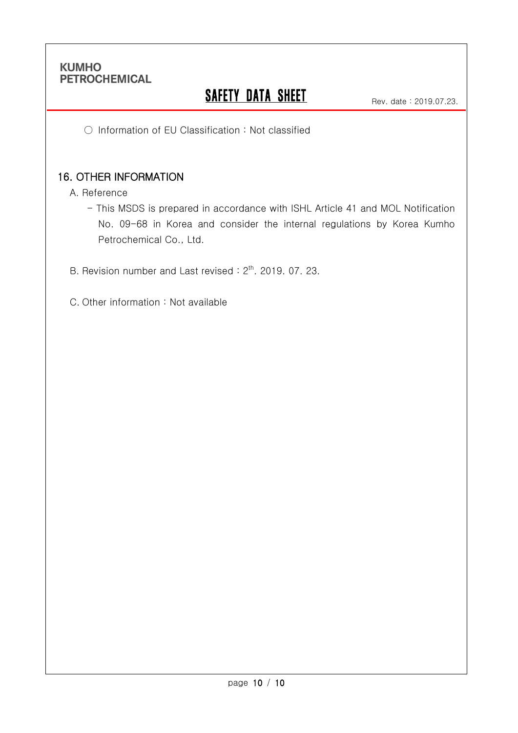○ Information of EU Classification : Not classified

## 16. OTHER INFORMATION

A. Reference

- This MSDS is prepared in accordance with ISHL Article 41 and MOL Notification No. 09-68 in Korea and consider the internal regulations by Korea Kumho Petrochemical Co., Ltd.

B. Revision number and Last revised : $2^{th}$. 2019. 07. 23.

C. Other information : Not available